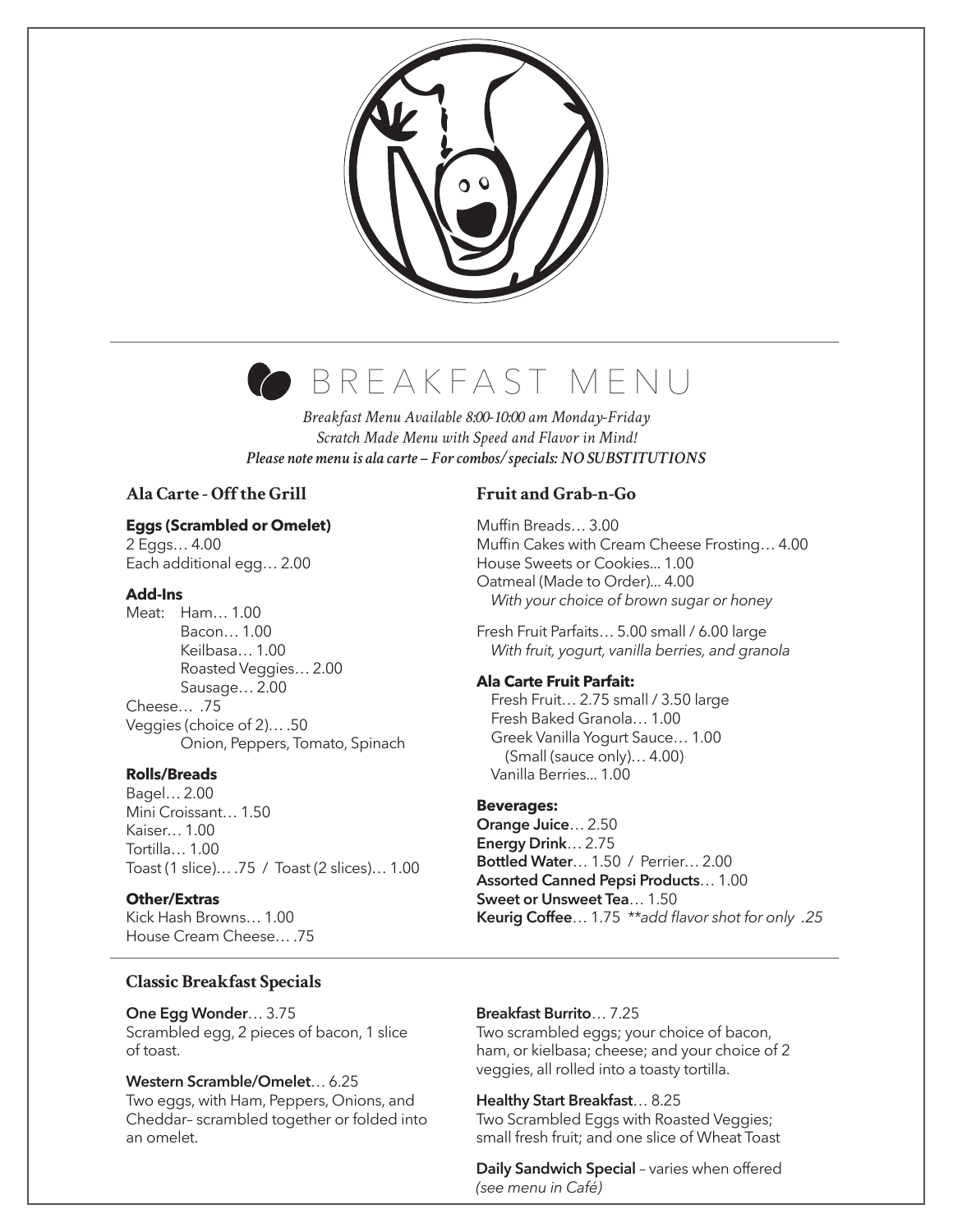# BREAKFAST MENU

*Breakfast Menu Available 8:00-10:00 am Monday-Friday*
*Scratch Made Menu with Speed and Flavor in Mind!*
***Please note menu is ala carte – For combos/specials: NO SUBSTITUTIONS***

## Ala Carte - Off the Grill

**Eggs (Scrambled or Omelet)**
2 Eggs… 4.00
Each additional egg… 2.00

**Add-Ins**
Meat: Ham… 1.00
Bacon… 1.00
Keilbasa… 1.00
Roasted Veggies… 2.00
Sausage… 2.00
Cheese… .75
Veggies (choice of 2)… .50
Onion, Peppers, Tomato, Spinach

**Rolls/Breads**
Bagel… 2.00
Mini Croissant… 1.50
Kaiser… 1.00
Tortilla… 1.00
Toast (1 slice)… .75 / Toast (2 slices)… 1.00

**Other/Extras**
Kick Hash Browns… 1.00
House Cream Cheese… .75

## Fruit and Grab-n-Go

Muffin Breads… 3.00
Muffin Cakes with Cream Cheese Frosting… 4.00
House Sweets or Cookies... 1.00
Oatmeal (Made to Order)... 4.00
*With your choice of brown sugar or honey*

Fresh Fruit Parfaits… 5.00 small / 6.00 large
*With fruit, yogurt, vanilla berries, and granola*

**Ala Carte Fruit Parfait:**
Fresh Fruit… 2.75 small / 3.50 large
Fresh Baked Granola… 1.00
Greek Vanilla Yogurt Sauce… 1.00
(Small (sauce only)… 4.00)
Vanilla Berries... 1.00

**Beverages:**
**Orange Juice**… 2.50
**Energy Drink**… 2.75
**Bottled Water**… 1.50 / Perrier… 2.00
**Assorted Canned Pepsi Products**… 1.00
**Sweet or Unsweet Tea**… 1.50
**Keurig Coffee**… 1.75 *\*\*add flavor shot for only .25*

## Classic Breakfast Specials

**One Egg Wonder**… 3.75
Scrambled egg, 2 pieces of bacon, 1 slice of toast.

**Western Scramble/Omelet**… 6.25
Two eggs, with Ham, Peppers, Onions, and Cheddar– scrambled together or folded into an omelet.

**Breakfast Burrito**… 7.25
Two scrambled eggs; your choice of bacon, ham, or kielbasa; cheese; and your choice of 2 veggies, all rolled into a toasty tortilla.

**Healthy Start Breakfast**… 8.25
Two Scrambled Eggs with Roasted Veggies; small fresh fruit; and one slice of Wheat Toast

**Daily Sandwich Special** – varies when offered
*(see menu in Café)*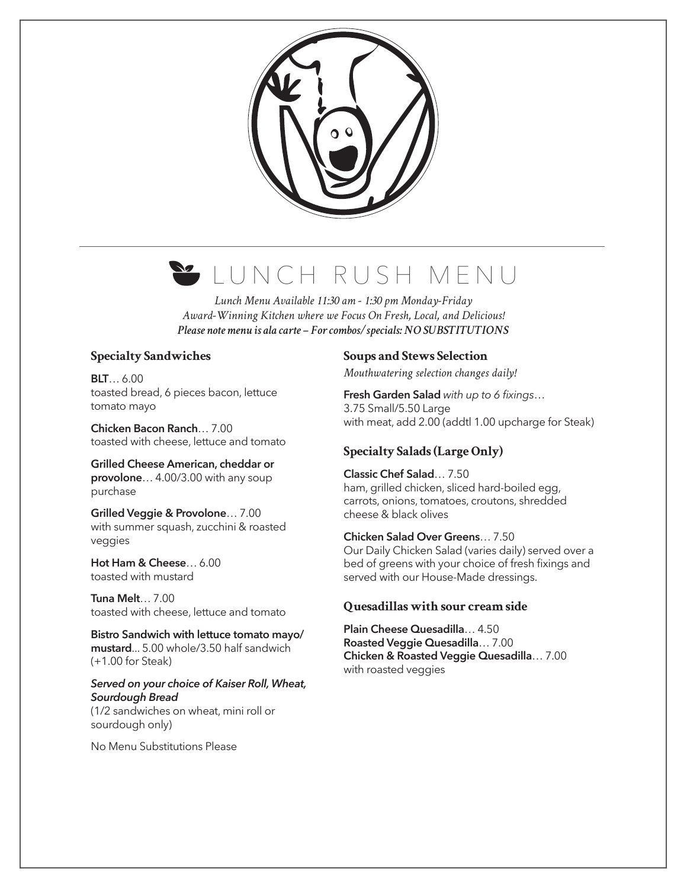# LUNCH RUSH MENU

*Lunch Menu Available 11:30 am - 1:30 pm Monday-Friday*
*Award-Winning Kitchen where we Focus On Fresh, Local, and Delicious!*
***Please note menu is ala carte – For combos/specials: NO SUBSTITUTIONS***

## Specialty Sandwiches

**BLT**… 6.00
toasted bread, 6 pieces bacon, lettuce tomato mayo

**Chicken Bacon Ranch**… 7.00
toasted with cheese, lettuce and tomato

**Grilled Cheese American, cheddar or provolone**… 4.00/3.00 with any soup purchase

**Grilled Veggie & Provolone**… 7.00
with summer squash, zucchini & roasted veggies

**Hot Ham & Cheese**… 6.00
toasted with mustard

**Tuna Melt**… 7.00
toasted with cheese, lettuce and tomato

**Bistro Sandwich with lettuce tomato mayo/mustard**... 5.00 whole/3.50 half sandwich (+1.00 for Steak)

***Served on your choice of Kaiser Roll, Wheat, Sourdough Bread***
(1/2 sandwiches on wheat, mini roll or sourdough only)

No Menu Substitutions Please

## Soups and Stews Selection

*Mouthwatering selection changes daily!*

**Fresh Garden Salad** *with up to 6 fixings*…
3.75 Small/5.50 Large
with meat, add 2.00 (addtl 1.00 upcharge for Steak)

## Specialty Salads (Large Only)

**Classic Chef Salad**… 7.50
ham, grilled chicken, sliced hard-boiled egg, carrots, onions, tomatoes, croutons, shredded cheese & black olives

**Chicken Salad Over Greens**… 7.50
Our Daily Chicken Salad (varies daily) served over a bed of greens with your choice of fresh fixings and served with our House-Made dressings.

## Quesadillas with sour cream side

**Plain Cheese Quesadilla**… 4.50
**Roasted Veggie Quesadilla**… 7.00
**Chicken & Roasted Veggie Quesadilla**… 7.00
with roasted veggies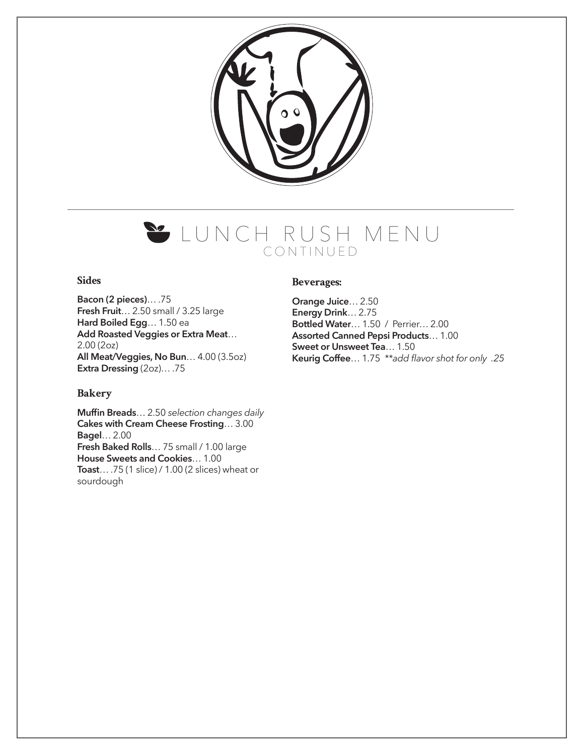# LUNCH RUSH MENU
CONTINUED

## Sides

**Bacon (2 pieces)**… .75
**Fresh Fruit**… 2.50 small / 3.25 large
**Hard Boiled Egg**… 1.50 ea
**Add Roasted Veggies or Extra Meat**… 2.00 (2oz)
**All Meat/Veggies, No Bun**… 4.00 (3.5oz)
**Extra Dressing** (2oz)… .75

## Bakery

**Muffin Breads**… 2.50 *selection changes daily*
**Cakes with Cream Cheese Frosting**… 3.00
**Bagel**… 2.00
**Fresh Baked Rolls**… 75 small / 1.00 large
**House Sweets and Cookies**… 1.00
**Toast**… .75 (1 slice) / 1.00 (2 slices) wheat or sourdough

## Beverages:

**Orange Juice**… 2.50
**Energy Drink**… 2.75
**Bottled Water**… 1.50 / Perrier… 2.00
**Assorted Canned Pepsi Products**… 1.00
**Sweet or Unsweet Tea**… 1.50
**Keurig Coffee**… 1.75 *\*\*add flavor shot for only .25*